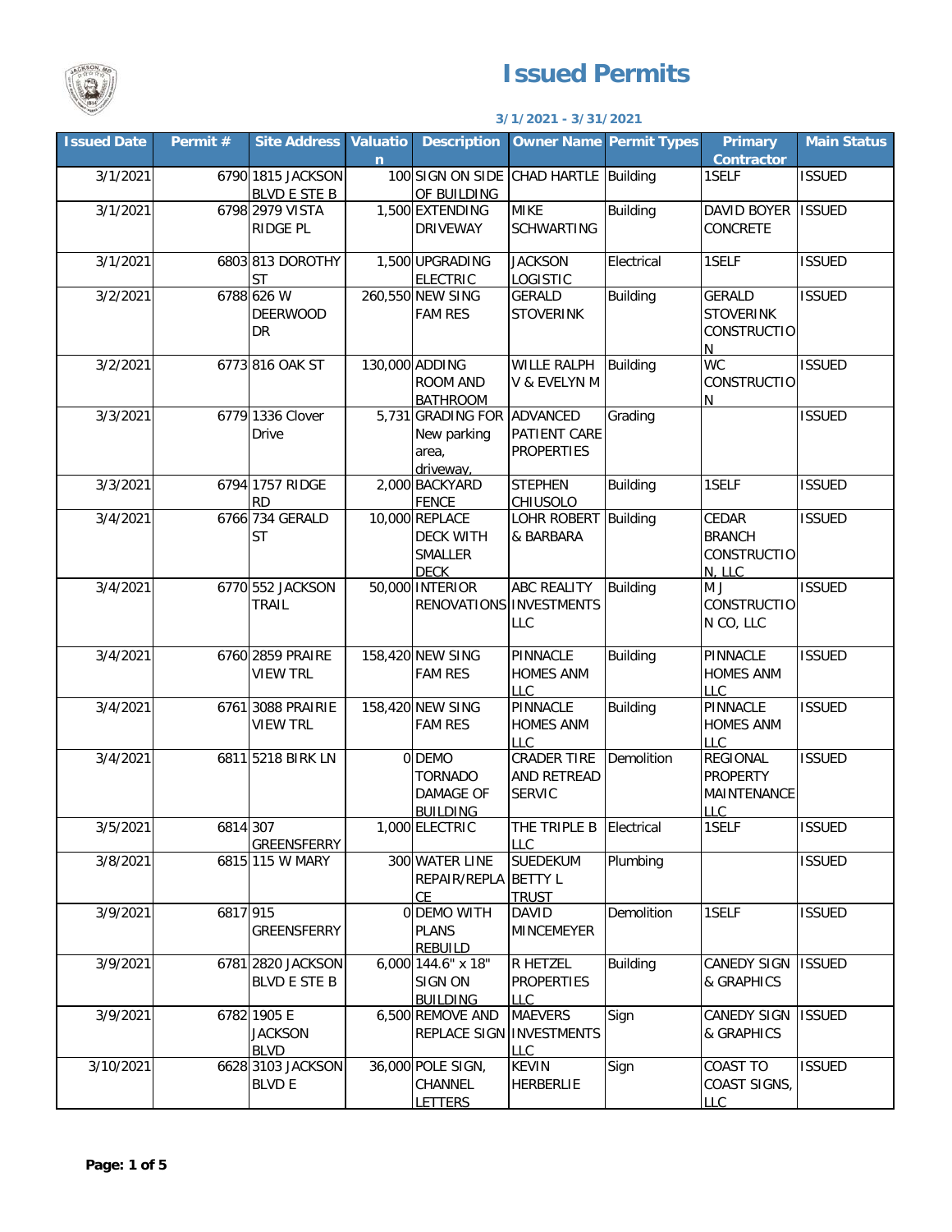# Issued Permits

**3/1/2021 - 3/31/2021**

| Issued Date | Permit # | Site Address | Valuation | Description | Owner Name | Permit Types | Primary Contractor | Main Status |
|---|---|---|---|---|---|---|---|---|
| 3/1/2021 | 6790 | 1815 JACKSON BLVD E STE B | 100 | SIGN ON SIDE OF BUILDING | CHAD HARTLE | Building | 1SELF | ISSUED |
| 3/1/2021 | 6798 | 2979 VISTA RIDGE PL | 1,500 | EXTENDING DRIVEWAY | MIKE SCHWARTING | Building | DAVID BOYER CONCRETE | ISSUED |
| 3/1/2021 | 6803 | 813 DOROTHY ST | 1,500 | UPGRADING ELECTRIC | JACKSON LOGISTIC | Electrical | 1SELF | ISSUED |
| 3/2/2021 | 6788 | 626 W DEERWOOD DR | 260,550 | NEW SING FAM RES | GERALD STOVERINK | Building | GERALD STOVERINK CONSTRUCTION | ISSUED |
| 3/2/2021 | 6773 | 816 OAK ST | 130,000 | ADDING ROOM AND BATHROOM | WILLE RALPH V & EVELYN M | Building | WC CONSTRUCTION | ISSUED |
| 3/3/2021 | 6779 | 1336 Clover Drive | 5,731 | GRADING FOR New parking area, driveway, | ADVANCED PATIENT CARE PROPERTIES | Grading | | ISSUED |
| 3/3/2021 | 6794 | 1757 RIDGE RD | 2,000 | BACKYARD FENCE | STEPHEN CHIUSOLO | Building | 1SELF | ISSUED |
| 3/4/2021 | 6766 | 734 GERALD ST | 10,000 | REPLACE DECK WITH SMALLER DECK | LOHR ROBERT & BARBARA | Building | CEDAR BRANCH CONSTRUCTION, LLC | ISSUED |
| 3/4/2021 | 6770 | 552 JACKSON TRAIL | 50,000 | INTERIOR RENOVATIONS | ABC REALITY INVESTMENTS LLC | Building | M J CONSTRUCTION CO, LLC | ISSUED |
| 3/4/2021 | 6760 | 2859 PRAIRE VIEW TRL | 158,420 | NEW SING FAM RES | PINNACLE HOMES ANM LLC | Building | PINNACLE HOMES ANM LLC | ISSUED |
| 3/4/2021 | 6761 | 3088 PRAIRIE VIEW TRL | 158,420 | NEW SING FAM RES | PINNACLE HOMES ANM LLC | Building | PINNACLE HOMES ANM LLC | ISSUED |
| 3/4/2021 | 6811 | 5218 BIRK LN | 0 | DEMO TORNADO DAMAGE OF BUILDING | CRADER TIRE AND RETREAD SERVIC | Demolition | REGIONAL PROPERTY MAINTENANCE LLC | ISSUED |
| 3/5/2021 | 6814 | 307 GREENSFERRY | 1,000 | ELECTRIC | THE TRIPLE B LLC | Electrical | 1SELF | ISSUED |
| 3/8/2021 | 6815 | 115 W MARY | 300 | WATER LINE REPAIR/REPLACE | SUEDEKUM BETTY L TRUST | Plumbing | | ISSUED |
| 3/9/2021 | 6817 | 915 GREENSFERRY | 0 | DEMO WITH PLANS REBUILD | DAVID MINCEMEYER | Demolition | 1SELF | ISSUED |
| 3/9/2021 | 6781 | 2820 JACKSON BLVD E STE B | 6,000 | 144.6" x 18" SIGN ON BUILDING | R HETZEL PROPERTIES LLC | Building | CANEDY SIGN & GRAPHICS | ISSUED |
| 3/9/2021 | 6782 | 1905 E JACKSON BLVD | 6,500 | REMOVE AND REPLACE SIGN | MAEVERS INVESTMENTS LLC | Sign | CANEDY SIGN & GRAPHICS | ISSUED |
| 3/10/2021 | 6628 | 3103 JACKSON BLVD E | 36,000 | POLE SIGN, CHANNEL LETTERS | KEVIN HERBERLIE | Sign | COAST TO COAST SIGNS, LLC | ISSUED |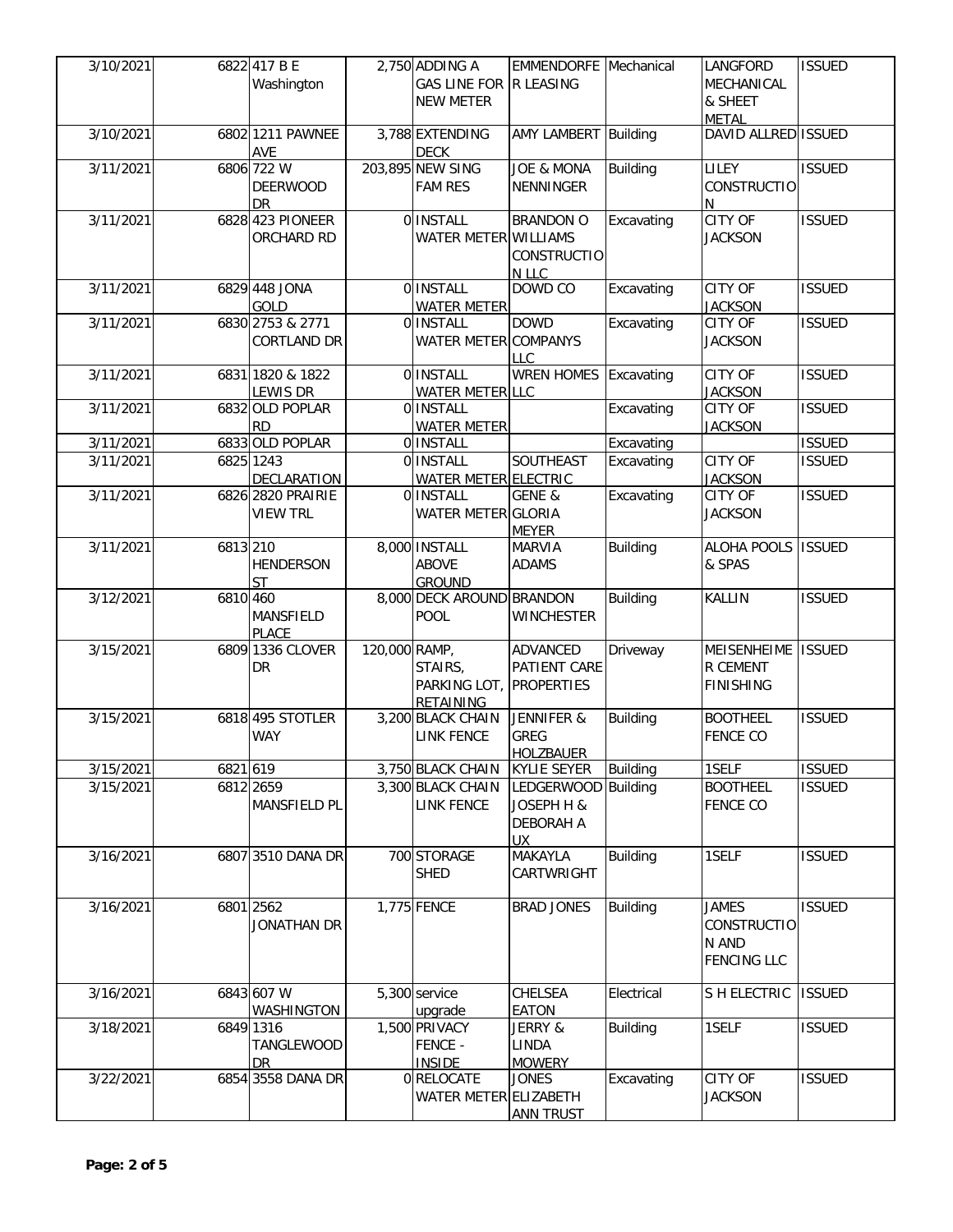| | | | | | | | | |
|---|---|---|---|---|---|---|---|---|
| 3/10/2021 | 6822 | 417 B E Washington | 2,750 | ADDING A GAS LINE FOR NEW METER | EMMENDORFER LEASING | Mechanical | LANGFORD MECHANICAL & SHEET METAL | ISSUED |
| 3/10/2021 | 6802 | 1211 PAWNEE AVE | 3,788 | EXTENDING DECK | AMY LAMBERT | Building | DAVID ALLRED | ISSUED |
| 3/11/2021 | 6806 | 722 W DEERWOOD DR | 203,895 | NEW SING FAM RES | JOE & MONA NENNINGER | Building | LILEY CONSTRUCTION | ISSUED |
| 3/11/2021 | 6828 | 423 PIONEER ORCHARD RD | 0 | INSTALL WATER METER | BRANDON O WILLIAMS CONSTRUCTION LLC | Excavating | CITY OF JACKSON | ISSUED |
| 3/11/2021 | 6829 | 448 JONA GOLD | 0 | INSTALL WATER METER | DOWD CO | Excavating | CITY OF JACKSON | ISSUED |
| 3/11/2021 | 6830 | 2753 & 2771 CORTLAND DR | 0 | INSTALL WATER METER | DOWD COMPANYS LLC | Excavating | CITY OF JACKSON | ISSUED |
| 3/11/2021 | 6831 | 1820 & 1822 LEWIS DR | 0 | INSTALL WATER METER | WREN HOMES LLC | Excavating | CITY OF JACKSON | ISSUED |
| 3/11/2021 | 6832 | OLD POPLAR RD | 0 | INSTALL WATER METER | | Excavating | CITY OF JACKSON | ISSUED |
| 3/11/2021 | 6833 | OLD POPLAR | 0 | INSTALL | | Excavating | | ISSUED |
| 3/11/2021 | 6825 | 1243 DECLARATION | 0 | INSTALL WATER METER | SOUTHEAST ELECTRIC | Excavating | CITY OF JACKSON | ISSUED |
| 3/11/2021 | 6826 | 2820 PRAIRIE VIEW TRL | 0 | INSTALL WATER METER | GENE & GLORIA MEYER | Excavating | CITY OF JACKSON | ISSUED |
| 3/11/2021 | 6813 | 210 HENDERSON ST | 8,000 | INSTALL ABOVE GROUND | MARVIA ADAMS | Building | ALOHA POOLS & SPAS | ISSUED |
| 3/12/2021 | 6810 | 460 MANSFIELD PLACE | 8,000 | DECK AROUND POOL | BRANDON WINCHESTER | Building | KALLIN | ISSUED |
| 3/15/2021 | 6809 | 1336 CLOVER DR | 120,000 | RAMP, STAIRS, PARKING LOT, RETAINING | ADVANCED PATIENT CARE PROPERTIES | Driveway | MEISENHEIMER CEMENT FINISHING | ISSUED |
| 3/15/2021 | 6818 | 495 STOTLER WAY | 3,200 | BLACK CHAIN LINK FENCE | JENNIFER & GREG HOLZBAUER | Building | BOOTHEEL FENCE CO | ISSUED |
| 3/15/2021 | 6821 | 619 | 3,750 | BLACK CHAIN | KYLIE SEYER | Building | 1SELF | ISSUED |
| 3/15/2021 | 6812 | 2659 MANSFIELD PL | 3,300 | BLACK CHAIN LINK FENCE | LEDGERWOOD JOSEPH H & DEBORAH A UX | Building | BOOTHEEL FENCE CO | ISSUED |
| 3/16/2021 | 6807 | 3510 DANA DR | 700 | STORAGE SHED | MAKAYLA CARTWRIGHT | Building | 1SELF | ISSUED |
| 3/16/2021 | 6801 | 2562 JONATHAN DR | 1,775 | FENCE | BRAD JONES | Building | JAMES CONSTRUCTION AND FENCING LLC | ISSUED |
| 3/16/2021 | 6843 | 607 W WASHINGTON | 5,300 | service upgrade | CHELSEA EATON | Electrical | S H ELECTRIC | ISSUED |
| 3/18/2021 | 6849 | 1316 TANGLEWOOD DR | 1,500 | PRIVACY FENCE - INSIDE | JERRY & LINDA MOWERY | Building | 1SELF | ISSUED |
| 3/22/2021 | 6854 | 3558 DANA DR | 0 | RELOCATE WATER METER | JONES ELIZABETH ANN TRUST | Excavating | CITY OF JACKSON | ISSUED |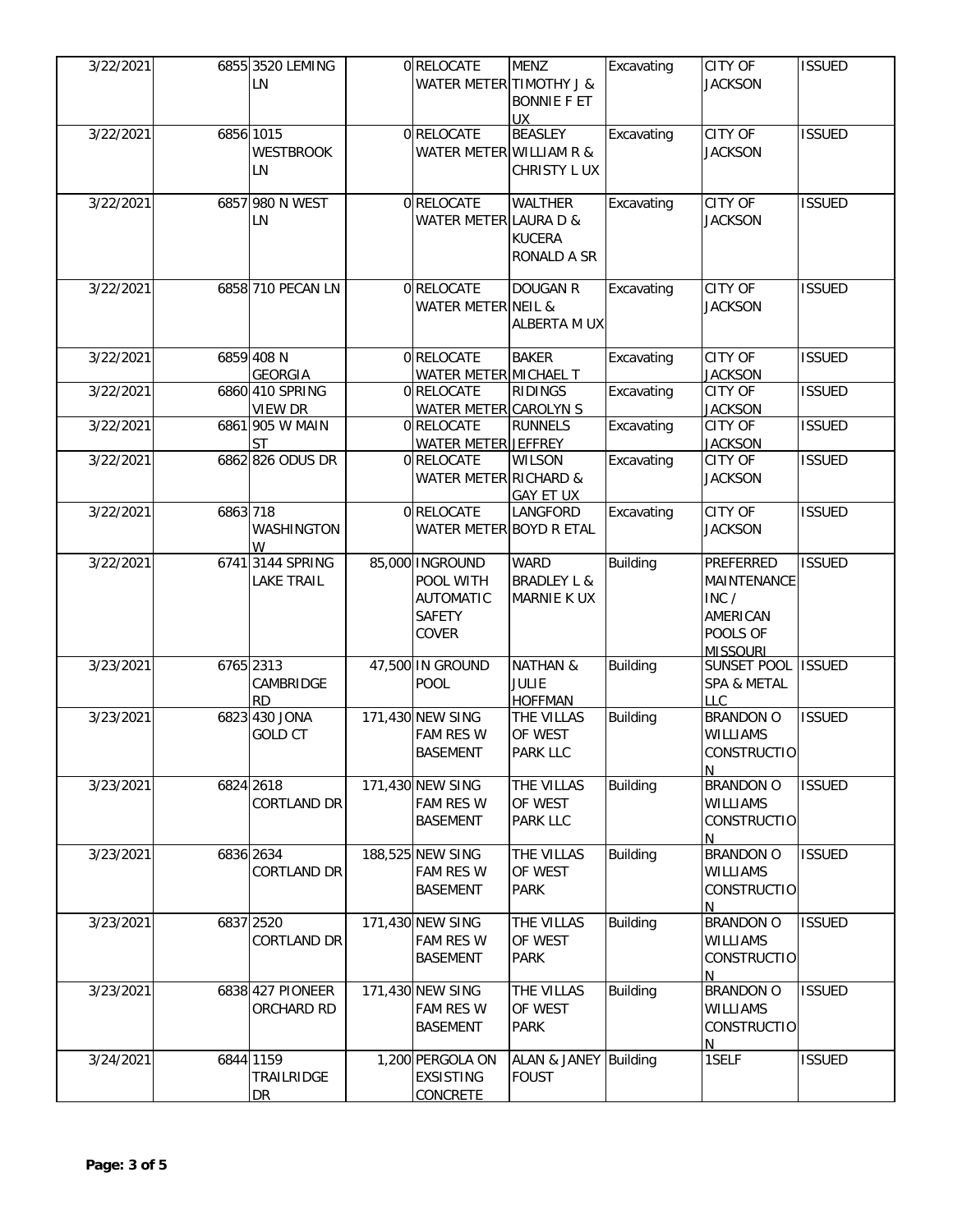| | | | | | | | | |
|---|---|---|---|---|---|---|---|---|
| 3/22/2021 | 6855 | 3520 LEMING LN | 0 | RELOCATE WATER METER | MENZ TIMOTHY J & BONNIE F ET UX | Excavating | CITY OF JACKSON | ISSUED |
| 3/22/2021 | 6856 | 1015 WESTBROOK LN | 0 | RELOCATE WATER METER | BEASLEY WILLIAM R & CHRISTY L UX | Excavating | CITY OF JACKSON | ISSUED |
| 3/22/2021 | 6857 | 980 N WEST LN | 0 | RELOCATE WATER METER | WALTHER LAURA D & KUCERA RONALD A SR | Excavating | CITY OF JACKSON | ISSUED |
| 3/22/2021 | 6858 | 710 PECAN LN | 0 | RELOCATE WATER METER | DOUGAN R NEIL & ALBERTA M UX | Excavating | CITY OF JACKSON | ISSUED |
| 3/22/2021 | 6859 | 408 N GEORGIA | 0 | RELOCATE WATER METER | BAKER MICHAEL T | Excavating | CITY OF JACKSON | ISSUED |
| 3/22/2021 | 6860 | 410 SPRING VIEW DR | 0 | RELOCATE WATER METER | RIDINGS CAROLYN S | Excavating | CITY OF JACKSON | ISSUED |
| 3/22/2021 | 6861 | 905 W MAIN ST | 0 | RELOCATE WATER METER | RUNNELS JEFFREY | Excavating | CITY OF JACKSON | ISSUED |
| 3/22/2021 | 6862 | 826 ODUS DR | 0 | RELOCATE WATER METER | WILSON RICHARD & GAY ET UX | Excavating | CITY OF JACKSON | ISSUED |
| 3/22/2021 | 6863 | 718 WASHINGTON W | 0 | RELOCATE WATER METER | LANGFORD BOYD R ETAL | Excavating | CITY OF JACKSON | ISSUED |
| 3/22/2021 | 6741 | 3144 SPRING LAKE TRAIL | 85,000 | INGROUND POOL WITH AUTOMATIC SAFETY COVER | WARD BRADLEY L & MARNIE K UX | Building | PREFERRED MAINTENANCE INC / AMERICAN POOLS OF MISSOURI | ISSUED |
| 3/23/2021 | 6765 | 2313 CAMBRIDGE RD | 47,500 | IN GROUND POOL | NATHAN & JULIE HOFFMAN | Building | SUNSET POOL SPA & METAL LLC | ISSUED |
| 3/23/2021 | 6823 | 430 JONA GOLD CT | 171,430 | NEW SING FAM RES W BASEMENT | THE VILLAS OF WEST PARK LLC | Building | BRANDON O WILLIAMS CONSTRUCTION | ISSUED |
| 3/23/2021 | 6824 | 2618 CORTLAND DR | 171,430 | NEW SING FAM RES W BASEMENT | THE VILLAS OF WEST PARK LLC | Building | BRANDON O WILLIAMS CONSTRUCTION | ISSUED |
| 3/23/2021 | 6836 | 2634 CORTLAND DR | 188,525 | NEW SING FAM RES W BASEMENT | THE VILLAS OF WEST PARK | Building | BRANDON O WILLIAMS CONSTRUCTION | ISSUED |
| 3/23/2021 | 6837 | 2520 CORTLAND DR | 171,430 | NEW SING FAM RES W BASEMENT | THE VILLAS OF WEST PARK | Building | BRANDON O WILLIAMS CONSTRUCTION | ISSUED |
| 3/23/2021 | 6838 | 427 PIONEER ORCHARD RD | 171,430 | NEW SING FAM RES W BASEMENT | THE VILLAS OF WEST PARK | Building | BRANDON O WILLIAMS CONSTRUCTION | ISSUED |
| 3/24/2021 | 6844 | 1159 TRAILRIDGE DR | 1,200 | PERGOLA ON EXSISTING CONCRETE | ALAN & JANEY FOUST | Building | 1SELF | ISSUED |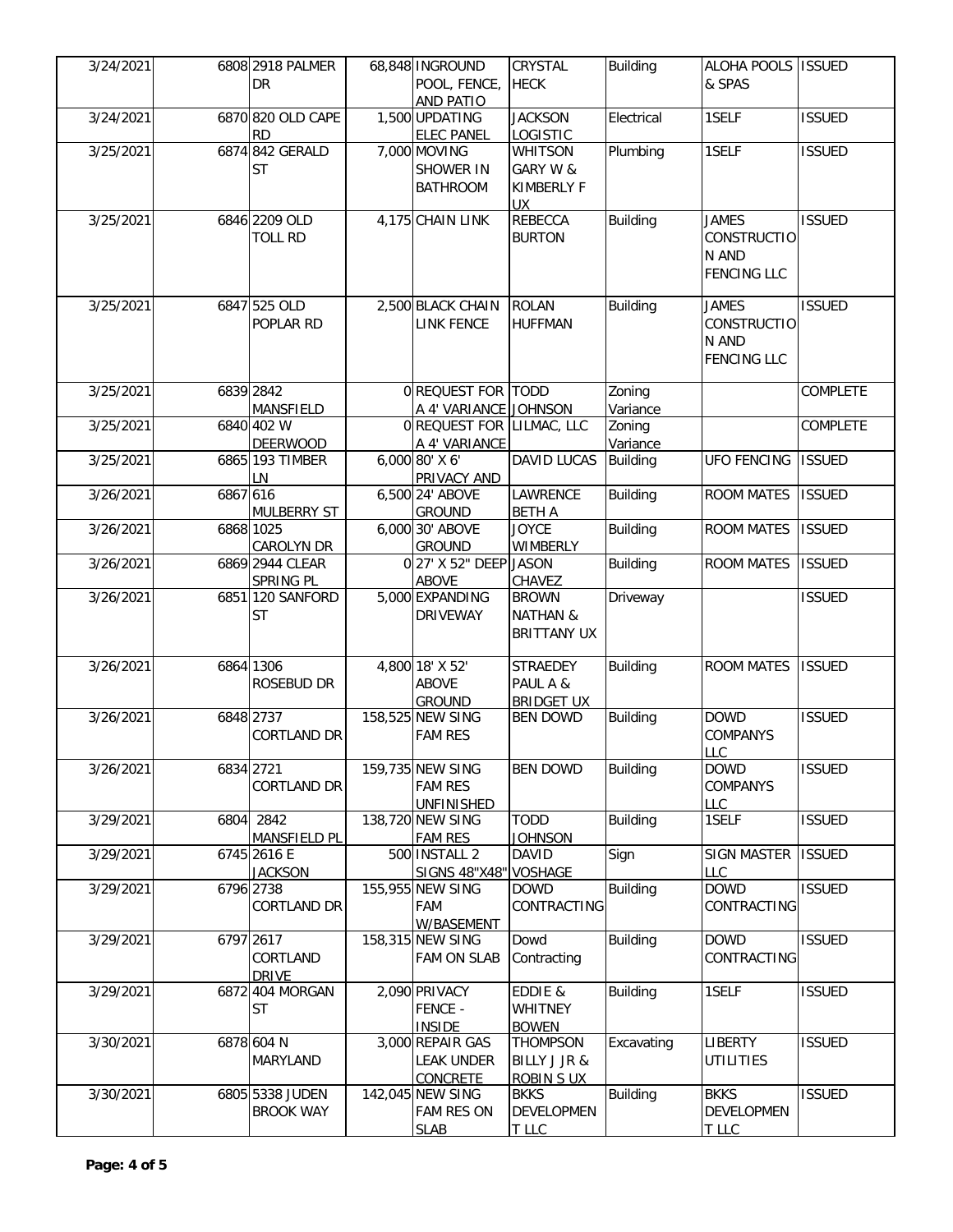| | | | | | | | | |
|---|---|---|---|---|---|---|---|---|
| 3/24/2021 | 6808 | 2918 PALMER DR | 68,848 | INGROUND POOL, FENCE, AND PATIO | CRYSTAL HECK | Building | ALOHA POOLS & SPAS | ISSUED |
| 3/24/2021 | 6870 | 820 OLD CAPE RD | 1,500 | UPDATING ELEC PANEL | JACKSON LOGISTIC | Electrical | 1SELF | ISSUED |
| 3/25/2021 | 6874 | 842 GERALD ST | 7,000 | MOVING SHOWER IN BATHROOM | WHITSON GARY W & KIMBERLY F UX | Plumbing | 1SELF | ISSUED |
| 3/25/2021 | 6846 | 2209 OLD TOLL RD | 4,175 | CHAIN LINK | REBECCA BURTON | Building | JAMES CONSTRUCTION AND FENCING LLC | ISSUED |
| 3/25/2021 | 6847 | 525 OLD POPLAR RD | 2,500 | BLACK CHAIN LINK FENCE | ROLAN HUFFMAN | Building | JAMES CONSTRUCTION AND FENCING LLC | ISSUED |
| 3/25/2021 | 6839 | 2842 MANSFIELD | 0 | REQUEST FOR A 4' VARIANCE | TODD JOHNSON | Zoning Variance | | COMPLETE |
| 3/25/2021 | 6840 | 402 W DEERWOOD | 0 | REQUEST FOR A 4' VARIANCE | LILMAC, LLC | Zoning Variance | | COMPLETE |
| 3/25/2021 | 6865 | 193 TIMBER LN | 6,000 | 80' X 6' PRIVACY AND | DAVID LUCAS | Building | UFO FENCING | ISSUED |
| 3/26/2021 | 6867 | 616 MULBERRY ST | 6,500 | 24' ABOVE GROUND | LAWRENCE BETH A | Building | ROOM MATES | ISSUED |
| 3/26/2021 | 6868 | 1025 CAROLYN DR | 6,000 | 30' ABOVE GROUND | JOYCE WIMBERLY | Building | ROOM MATES | ISSUED |
| 3/26/2021 | 6869 | 2944 CLEAR SPRING PL | 0 | 27' X 52" DEEP ABOVE | JASON CHAVEZ | Building | ROOM MATES | ISSUED |
| 3/26/2021 | 6851 | 120 SANFORD ST | 5,000 | EXPANDING DRIVEWAY | BROWN NATHAN & BRITTANY UX | Driveway | | ISSUED |
| 3/26/2021 | 6864 | 1306 ROSEBUD DR | 4,800 | 18' X 52' ABOVE GROUND | STRAEDEY PAUL A & BRIDGET UX | Building | ROOM MATES | ISSUED |
| 3/26/2021 | 6848 | 2737 CORTLAND DR | 158,525 | NEW SING FAM RES | BEN DOWD | Building | DOWD COMPANYS LLC | ISSUED |
| 3/26/2021 | 6834 | 2721 CORTLAND DR | 159,735 | NEW SING FAM RES UNFINISHED | BEN DOWD | Building | DOWD COMPANYS LLC | ISSUED |
| 3/29/2021 | 6804 | 2842 MANSFIELD PL | 138,720 | NEW SING FAM RES | TODD JOHNSON | Building | 1SELF | ISSUED |
| 3/29/2021 | 6745 | 2616 E JACKSON | 500 | INSTALL 2 SIGNS 48"X48" | DAVID VOSHAGE | Sign | SIGN MASTER LLC | ISSUED |
| 3/29/2021 | 6796 | 2738 CORTLAND DR | 155,955 | NEW SING FAM W/BASEMENT | DOWD CONTRACTING | Building | DOWD CONTRACTING | ISSUED |
| 3/29/2021 | 6797 | 2617 CORTLAND DRIVE | 158,315 | NEW SING FAM ON SLAB | Dowd Contracting | Building | DOWD CONTRACTING | ISSUED |
| 3/29/2021 | 6872 | 404 MORGAN ST | 2,090 | PRIVACY FENCE - INSIDE | EDDIE & WHITNEY BOWEN | Building | 1SELF | ISSUED |
| 3/30/2021 | 6878 | 604 N MARYLAND | 3,000 | REPAIR GAS LEAK UNDER CONCRETE | THOMPSON BILLY J JR & ROBIN S UX | Excavating | LIBERTY UTILITIES | ISSUED |
| 3/30/2021 | 6805 | 5338 JUDEN BROOK WAY | 142,045 | NEW SING FAM RES ON SLAB | BKKS DEVELOPMENT LLC | Building | BKKS DEVELOPMENT LLC | ISSUED |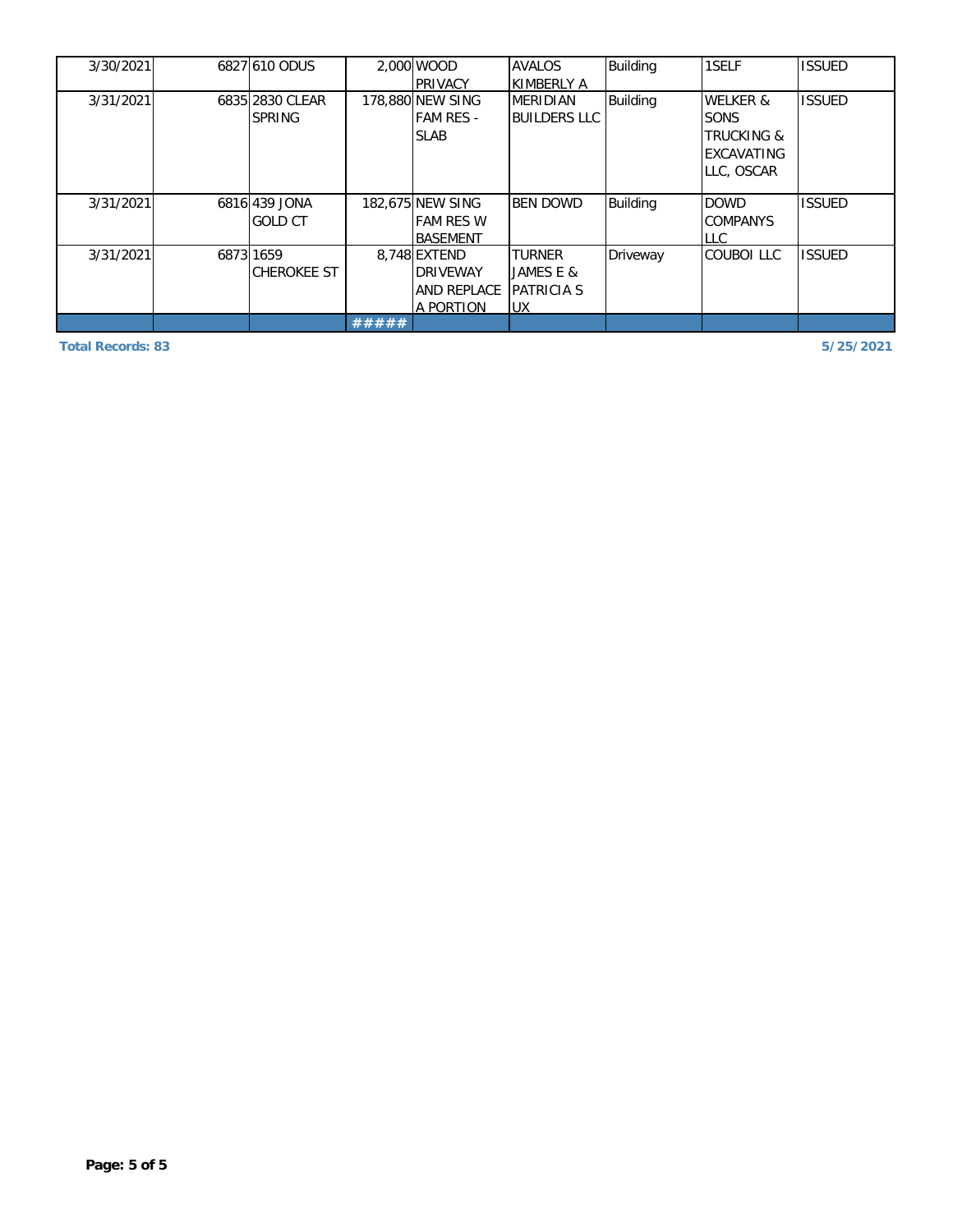| | | | | | | | | |
|---|---|---|---|---|---|---|---|---|
| 3/30/2021 | 6827 | 610 ODUS | 2,000 | WOOD PRIVACY | AVALOS KIMBERLY A | Building | 1SELF | ISSUED |
| 3/31/2021 | 6835 | 2830 CLEAR SPRING | 178,880 | NEW SING FAM RES - SLAB | MERIDIAN BUILDERS LLC | Building | WELKER & SONS TRUCKING & EXCAVATING LLC, OSCAR | ISSUED |
| 3/31/2021 | 6816 | 439 JONA GOLD CT | 182,675 | NEW SING FAM RES W BASEMENT | BEN DOWD | Building | DOWD COMPANYS LLC | ISSUED |
| 3/31/2021 | 6873 | 1659 CHEROKEE ST | 8,748 | EXTEND DRIVEWAY AND REPLACE A PORTION | TURNER JAMES E & PATRICIA S UX | Driveway | COUBOI LLC | ISSUED |
| | | | ##### | | | | | |

**Total Records: 83**

**5/25/2021**